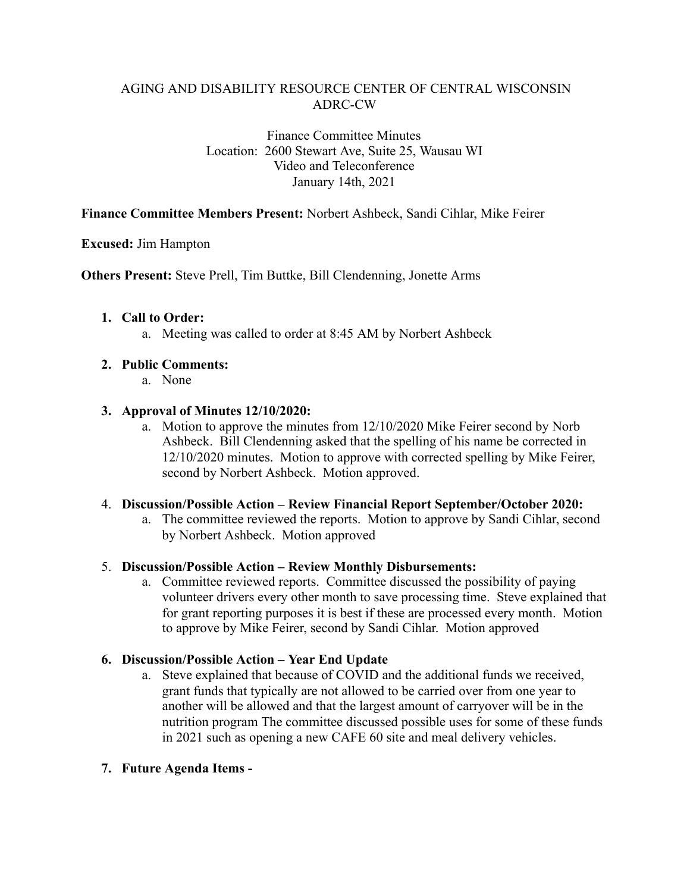AGING AND DISABILITY RESOURCE CENTER OF CENTRAL WISCONSIN
ADRC-CW

Finance Committee Minutes
Location: 2600 Stewart Ave, Suite 25, Wausau WI
Video and Teleconference
January 14th, 2021

**Finance Committee Members Present:** Norbert Ashbeck, Sandi Cihlar, Mike Feirer

**Excused:** Jim Hampton

**Others Present:** Steve Prell, Tim Buttke, Bill Clendenning, Jonette Arms

1. **Call to Order:**
   a. Meeting was called to order at 8:45 AM by Norbert Ashbeck

2. **Public Comments:**
   a. None

3. **Approval of Minutes 12/10/2020:**
   a. Motion to approve the minutes from 12/10/2020 Mike Feirer second by Norb Ashbeck. Bill Clendenning asked that the spelling of his name be corrected in 12/10/2020 minutes. Motion to approve with corrected spelling by Mike Feirer, second by Norbert Ashbeck. Motion approved.

4. **Discussion/Possible Action – Review Financial Report September/October 2020:**
   a. The committee reviewed the reports. Motion to approve by Sandi Cihlar, second by Norbert Ashbeck. Motion approved

5. **Discussion/Possible Action – Review Monthly Disbursements:**
   a. Committee reviewed reports. Committee discussed the possibility of paying volunteer drivers every other month to save processing time. Steve explained that for grant reporting purposes it is best if these are processed every month. Motion to approve by Mike Feirer, second by Sandi Cihlar. Motion approved

6. **Discussion/Possible Action – Year End Update**
   a. Steve explained that because of COVID and the additional funds we received, grant funds that typically are not allowed to be carried over from one year to another will be allowed and that the largest amount of carryover will be in the nutrition program The committee discussed possible uses for some of these funds in 2021 such as opening a new CAFE 60 site and meal delivery vehicles.

7. **Future Agenda Items -**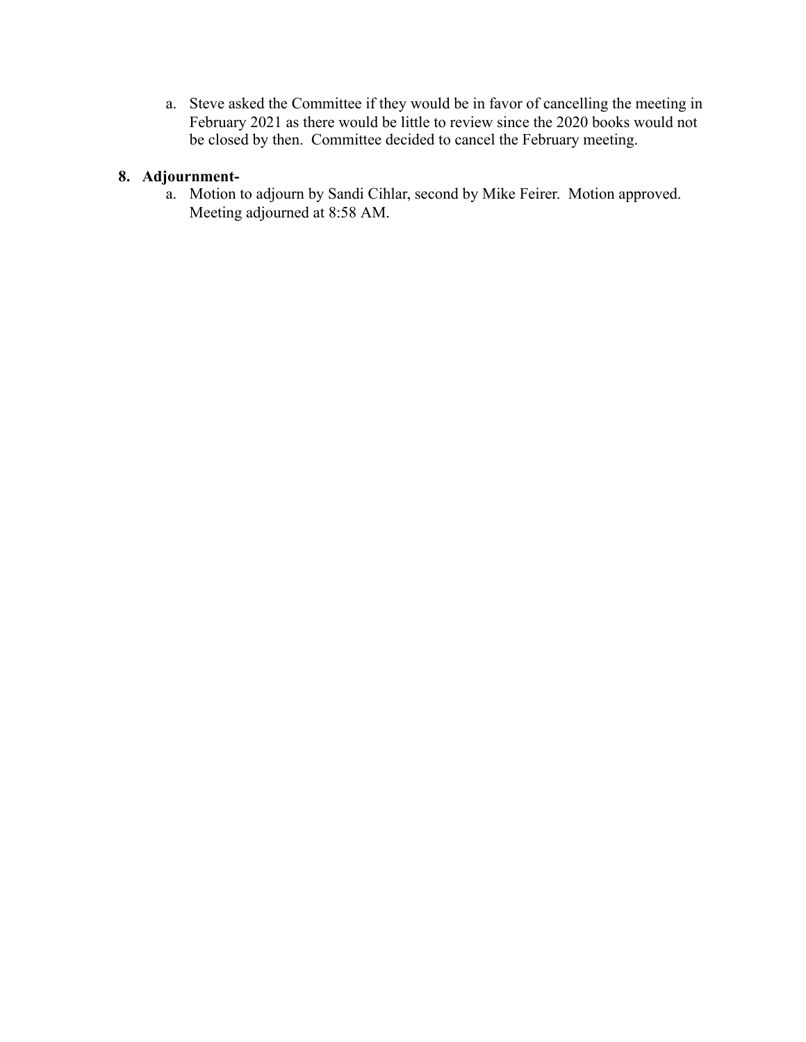a. Steve asked the Committee if they would be in favor of cancelling the meeting in February 2021 as there would be little to review since the 2020 books would not be closed by then. Committee decided to cancel the February meeting.

**8. Adjournment-**

a. Motion to adjourn by Sandi Cihlar, second by Mike Feirer. Motion approved. Meeting adjourned at 8:58 AM.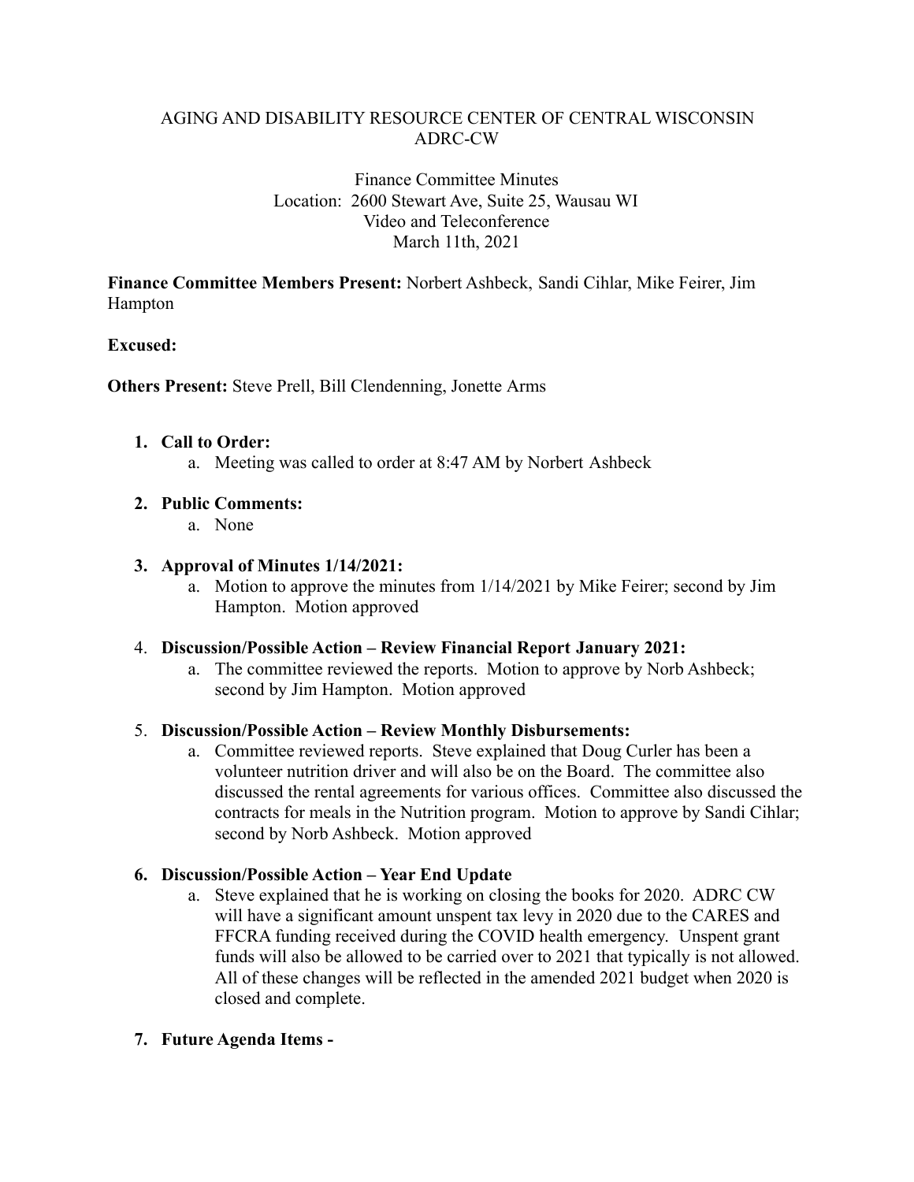AGING AND DISABILITY RESOURCE CENTER OF CENTRAL WISCONSIN
ADRC-CW

Finance Committee Minutes
Location: 2600 Stewart Ave, Suite 25, Wausau WI
Video and Teleconference
March 11th, 2021

**Finance Committee Members Present:** Norbert Ashbeck, Sandi Cihlar, Mike Feirer, Jim Hampton

**Excused:**

**Others Present:** Steve Prell, Bill Clendenning, Jonette Arms

1. **Call to Order:**
   a. Meeting was called to order at 8:47 AM by Norbert Ashbeck

2. **Public Comments:**
   a. None

3. **Approval of Minutes 1/14/2021:**
   a. Motion to approve the minutes from 1/14/2021 by Mike Feirer; second by Jim Hampton. Motion approved

4. **Discussion/Possible Action – Review Financial Report January 2021:**
   a. The committee reviewed the reports. Motion to approve by Norb Ashbeck; second by Jim Hampton. Motion approved

5. **Discussion/Possible Action – Review Monthly Disbursements:**
   a. Committee reviewed reports. Steve explained that Doug Curler has been a volunteer nutrition driver and will also be on the Board. The committee also discussed the rental agreements for various offices. Committee also discussed the contracts for meals in the Nutrition program. Motion to approve by Sandi Cihlar; second by Norb Ashbeck. Motion approved

6. **Discussion/Possible Action – Year End Update**
   a. Steve explained that he is working on closing the books for 2020. ADRC CW will have a significant amount unspent tax levy in 2020 due to the CARES and FFCRA funding received during the COVID health emergency. Unspent grant funds will also be allowed to be carried over to 2021 that typically is not allowed. All of these changes will be reflected in the amended 2021 budget when 2020 is closed and complete.

7. **Future Agenda Items -**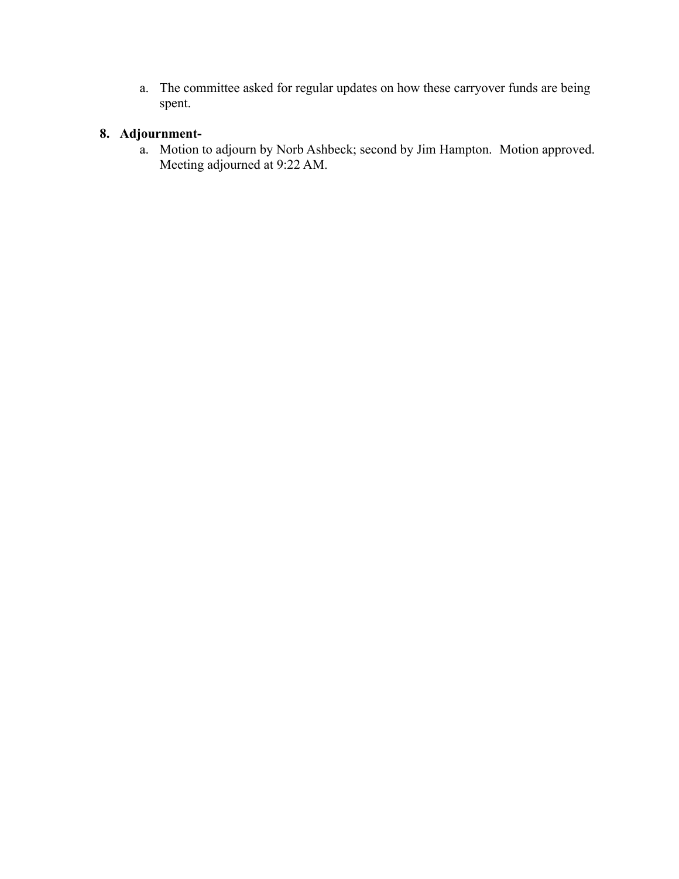a. The committee asked for regular updates on how these carryover funds are being spent.

**8. Adjournment-**

a. Motion to adjourn by Norb Ashbeck; second by Jim Hampton. Motion approved. Meeting adjourned at 9:22 AM.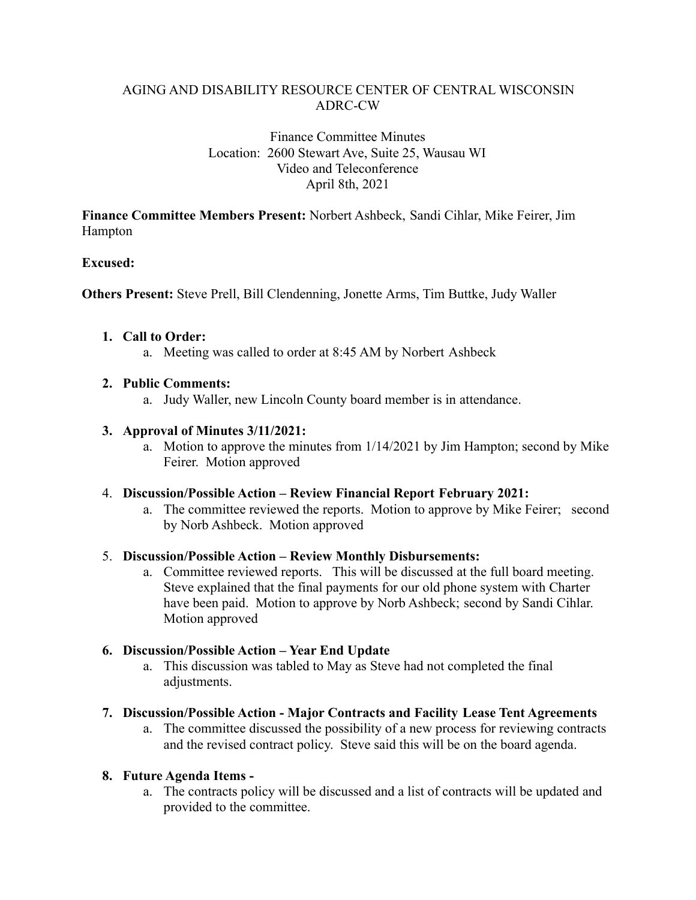AGING AND DISABILITY RESOURCE CENTER OF CENTRAL WISCONSIN
ADRC-CW

Finance Committee Minutes
Location: 2600 Stewart Ave, Suite 25, Wausau WI
Video and Teleconference
April 8th, 2021

**Finance Committee Members Present:** Norbert Ashbeck, Sandi Cihlar, Mike Feirer, Jim Hampton

**Excused:**

**Others Present:** Steve Prell, Bill Clendenning, Jonette Arms, Tim Buttke, Judy Waller

1. **Call to Order:**
   a. Meeting was called to order at 8:45 AM by Norbert Ashbeck

2. **Public Comments:**
   a. Judy Waller, new Lincoln County board member is in attendance.

3. **Approval of Minutes 3/11/2021:**
   a. Motion to approve the minutes from 1/14/2021 by Jim Hampton; second by Mike Feirer. Motion approved

4. **Discussion/Possible Action – Review Financial Report February 2021:**
   a. The committee reviewed the reports. Motion to approve by Mike Feirer; second by Norb Ashbeck. Motion approved

5. **Discussion/Possible Action – Review Monthly Disbursements:**
   a. Committee reviewed reports. This will be discussed at the full board meeting. Steve explained that the final payments for our old phone system with Charter have been paid. Motion to approve by Norb Ashbeck; second by Sandi Cihlar. Motion approved

6. **Discussion/Possible Action – Year End Update**
   a. This discussion was tabled to May as Steve had not completed the final adjustments.

7. **Discussion/Possible Action - Major Contracts and Facility Lease Tent Agreements**
   a. The committee discussed the possibility of a new process for reviewing contracts and the revised contract policy. Steve said this will be on the board agenda.

8. **Future Agenda Items -**
   a. The contracts policy will be discussed and a list of contracts will be updated and provided to the committee.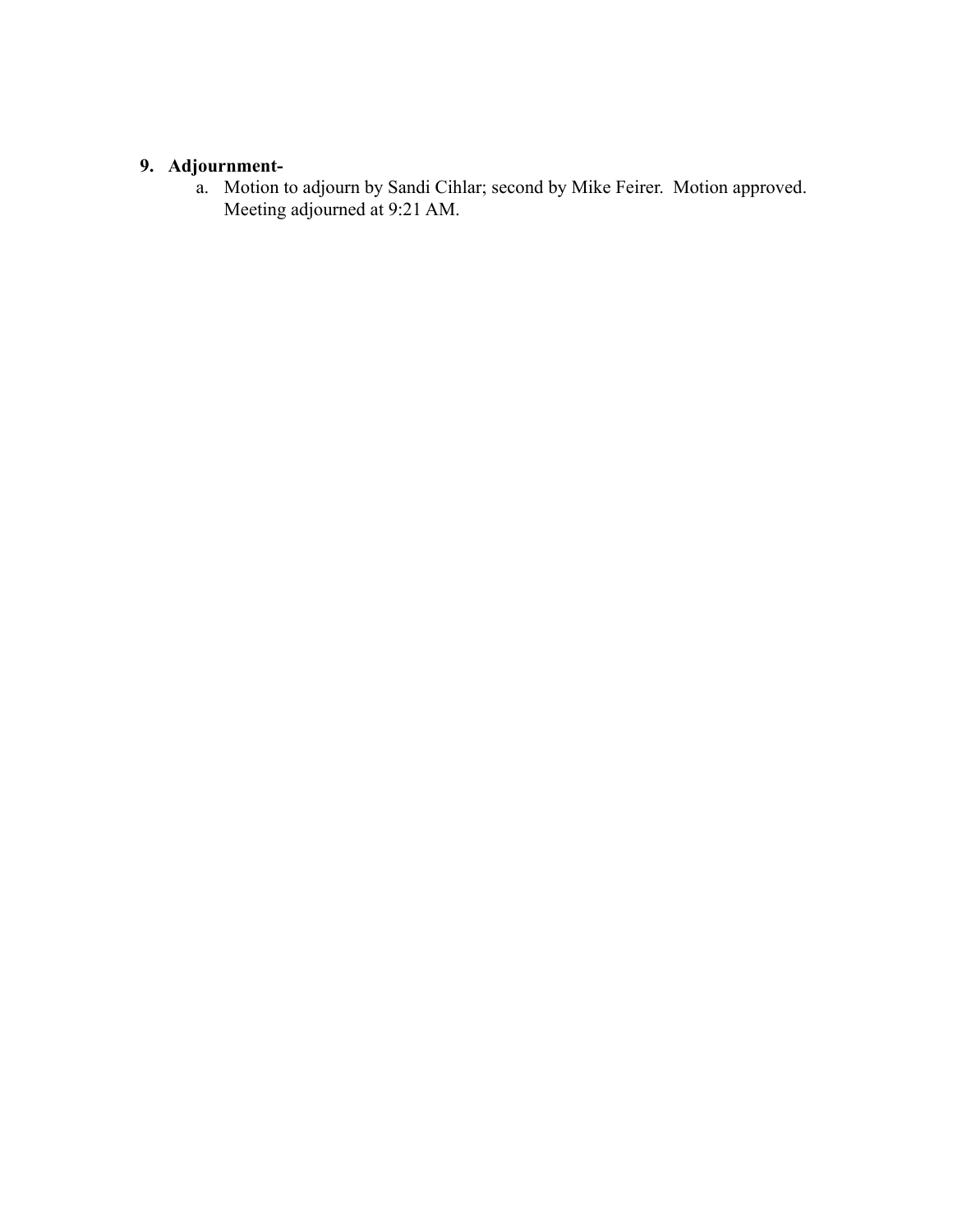**9. Adjournment-**

a. Motion to adjourn by Sandi Cihlar; second by Mike Feirer. Motion approved. Meeting adjourned at 9:21 AM.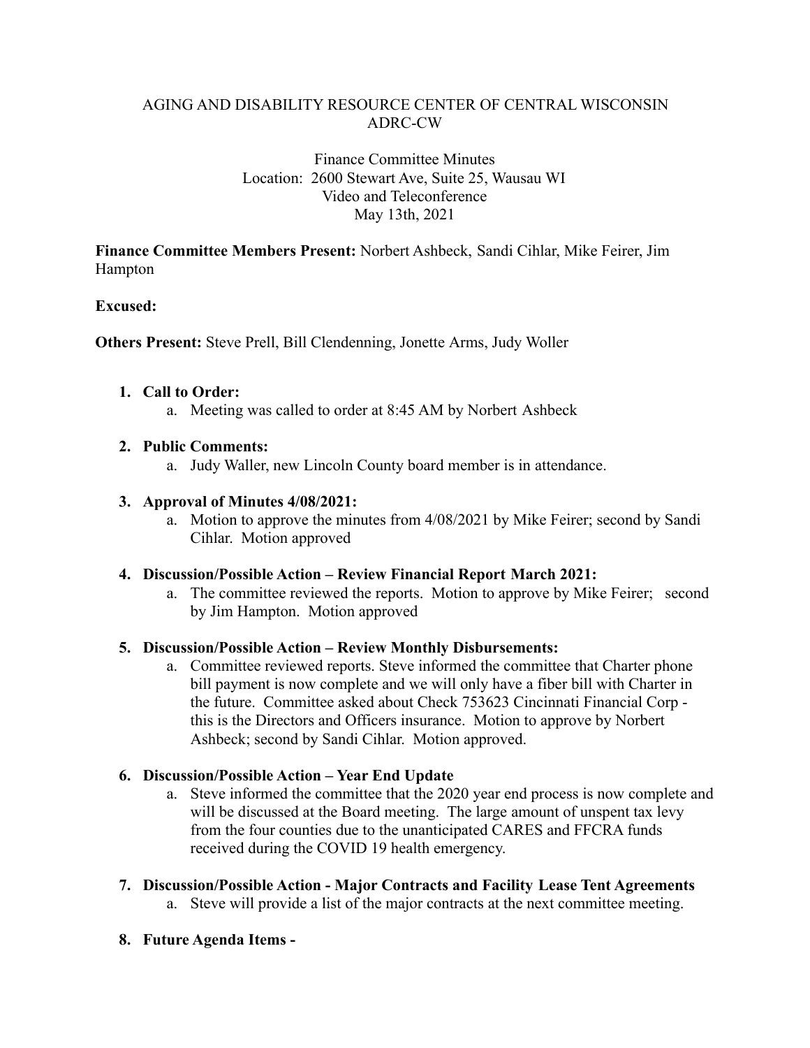AGING AND DISABILITY RESOURCE CENTER OF CENTRAL WISCONSIN
ADRC-CW

Finance Committee Minutes
Location: 2600 Stewart Ave, Suite 25, Wausau WI
Video and Teleconference
May 13th, 2021

**Finance Committee Members Present:** Norbert Ashbeck, Sandi Cihlar, Mike Feirer, Jim Hampton

**Excused:**

**Others Present:** Steve Prell, Bill Clendenning, Jonette Arms, Judy Woller

1. **Call to Order:**
   a. Meeting was called to order at 8:45 AM by Norbert Ashbeck

2. **Public Comments:**
   a. Judy Waller, new Lincoln County board member is in attendance.

3. **Approval of Minutes 4/08/2021:**
   a. Motion to approve the minutes from 4/08/2021 by Mike Feirer; second by Sandi Cihlar. Motion approved

4. **Discussion/Possible Action – Review Financial Report March 2021:**
   a. The committee reviewed the reports. Motion to approve by Mike Feirer; second by Jim Hampton. Motion approved

5. **Discussion/Possible Action – Review Monthly Disbursements:**
   a. Committee reviewed reports. Steve informed the committee that Charter phone bill payment is now complete and we will only have a fiber bill with Charter in the future. Committee asked about Check 753623 Cincinnati Financial Corp - this is the Directors and Officers insurance. Motion to approve by Norbert Ashbeck; second by Sandi Cihlar. Motion approved.

6. **Discussion/Possible Action – Year End Update**
   a. Steve informed the committee that the 2020 year end process is now complete and will be discussed at the Board meeting. The large amount of unspent tax levy from the four counties due to the unanticipated CARES and FFCRA funds received during the COVID 19 health emergency.

7. **Discussion/Possible Action - Major Contracts and Facility Lease Tent Agreements**
   a. Steve will provide a list of the major contracts at the next committee meeting.

8. **Future Agenda Items -**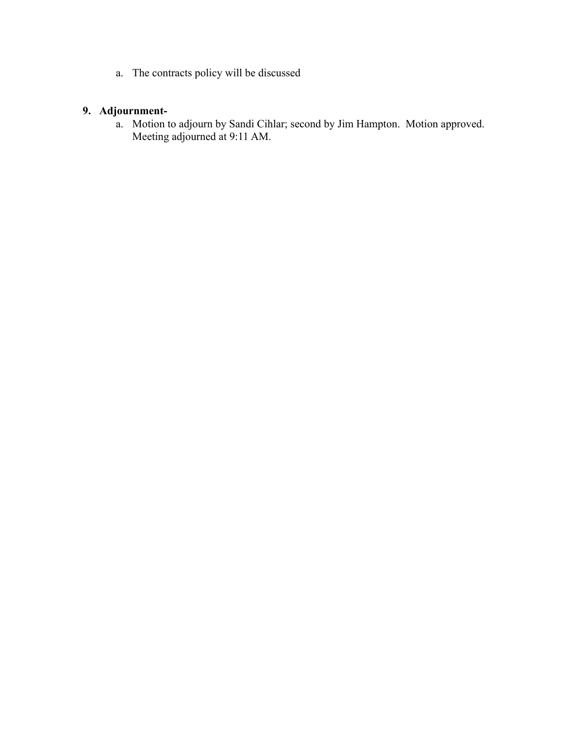a. The contracts policy will be discussed

**9. Adjournment-**

a. Motion to adjourn by Sandi Cihlar; second by Jim Hampton. Motion approved. Meeting adjourned at 9:11 AM.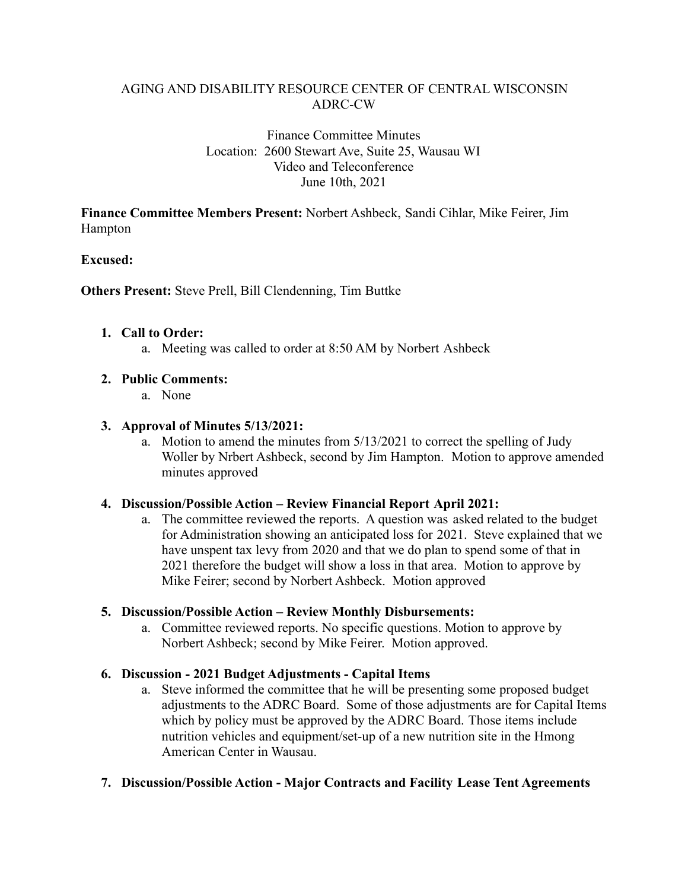AGING AND DISABILITY RESOURCE CENTER OF CENTRAL WISCONSIN
ADRC-CW

Finance Committee Minutes
Location: 2600 Stewart Ave, Suite 25, Wausau WI
Video and Teleconference
June 10th, 2021

**Finance Committee Members Present:** Norbert Ashbeck, Sandi Cihlar, Mike Feirer, Jim Hampton

**Excused:**

**Others Present:** Steve Prell, Bill Clendenning, Tim Buttke

1. **Call to Order:**
   a. Meeting was called to order at 8:50 AM by Norbert Ashbeck

2. **Public Comments:**
   a. None

3. **Approval of Minutes 5/13/2021:**
   a. Motion to amend the minutes from 5/13/2021 to correct the spelling of Judy Woller by Nrbert Ashbeck, second by Jim Hampton. Motion to approve amended minutes approved

4. **Discussion/Possible Action – Review Financial Report April 2021:**
   a. The committee reviewed the reports. A question was asked related to the budget for Administration showing an anticipated loss for 2021. Steve explained that we have unspent tax levy from 2020 and that we do plan to spend some of that in 2021 therefore the budget will show a loss in that area. Motion to approve by Mike Feirer; second by Norbert Ashbeck. Motion approved

5. **Discussion/Possible Action – Review Monthly Disbursements:**
   a. Committee reviewed reports. No specific questions. Motion to approve by Norbert Ashbeck; second by Mike Feirer. Motion approved.

6. **Discussion - 2021 Budget Adjustments - Capital Items**
   a. Steve informed the committee that he will be presenting some proposed budget adjustments to the ADRC Board. Some of those adjustments are for Capital Items which by policy must be approved by the ADRC Board. Those items include nutrition vehicles and equipment/set-up of a new nutrition site in the Hmong American Center in Wausau.

7. **Discussion/Possible Action - Major Contracts and Facility Lease Tent Agreements**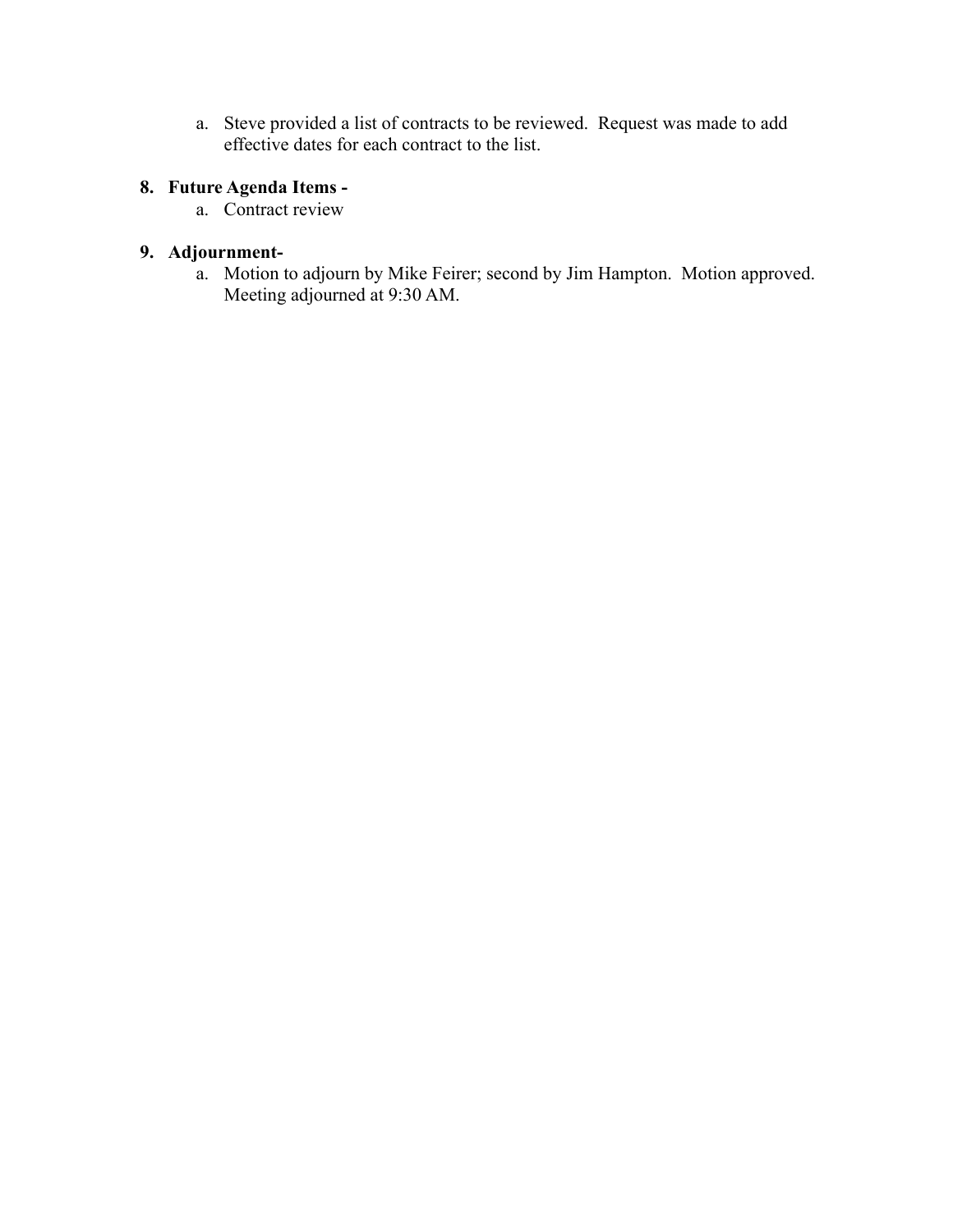a. Steve provided a list of contracts to be reviewed. Request was made to add effective dates for each contract to the list.

**8. Future Agenda Items -**

   a. Contract review

**9. Adjournment-**

   a. Motion to adjourn by Mike Feirer; second by Jim Hampton. Motion approved. Meeting adjourned at 9:30 AM.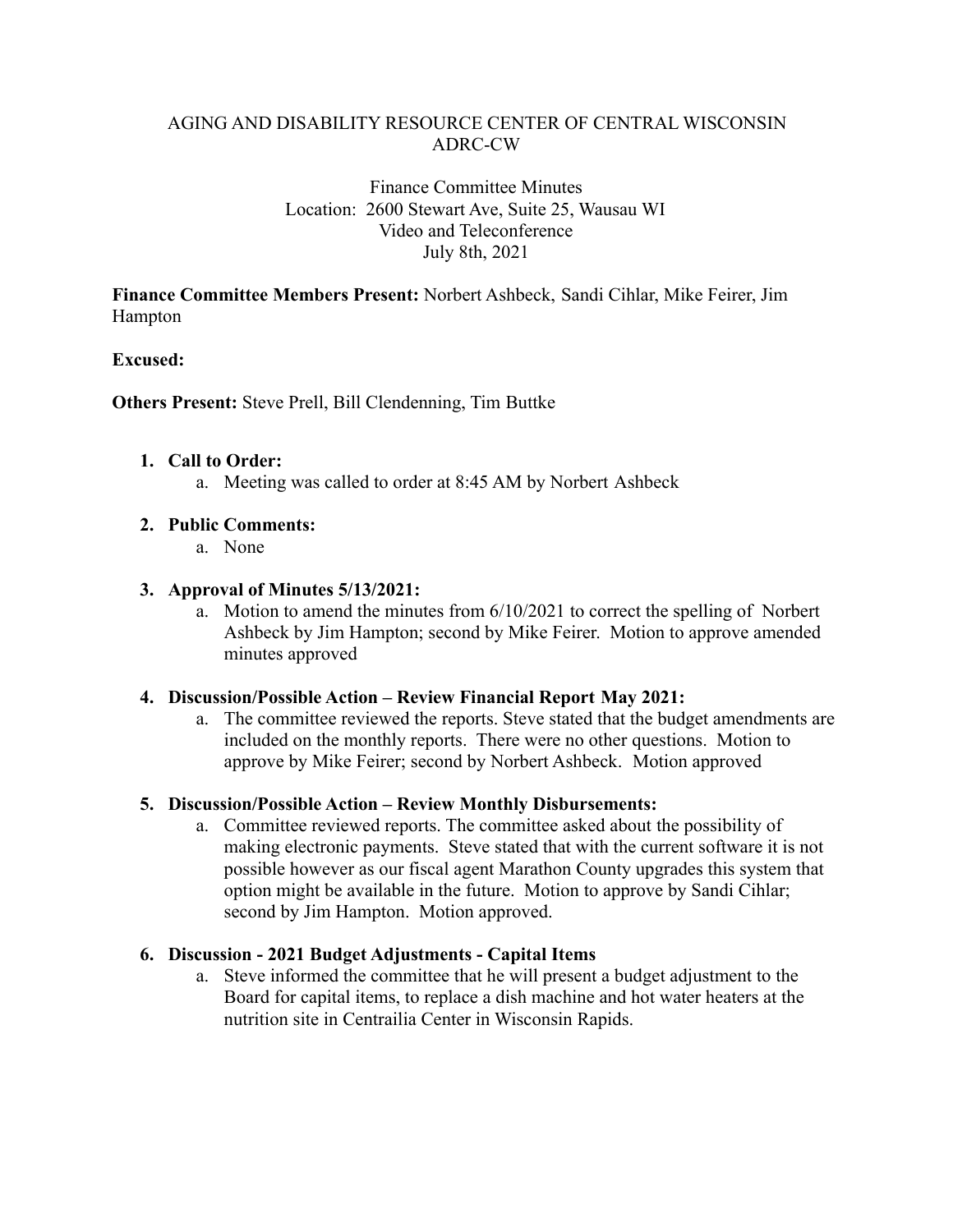AGING AND DISABILITY RESOURCE CENTER OF CENTRAL WISCONSIN
ADRC-CW

Finance Committee Minutes
Location: 2600 Stewart Ave, Suite 25, Wausau WI
Video and Teleconference
July 8th, 2021

**Finance Committee Members Present:** Norbert Ashbeck, Sandi Cihlar, Mike Feirer, Jim Hampton

**Excused:**

**Others Present:** Steve Prell, Bill Clendenning, Tim Buttke

1. **Call to Order:**
   a. Meeting was called to order at 8:45 AM by Norbert Ashbeck

2. **Public Comments:**
   a. None

3. **Approval of Minutes 5/13/2021:**
   a. Motion to amend the minutes from 6/10/2021 to correct the spelling of Norbert Ashbeck by Jim Hampton; second by Mike Feirer. Motion to approve amended minutes approved

4. **Discussion/Possible Action – Review Financial Report May 2021:**
   a. The committee reviewed the reports. Steve stated that the budget amendments are included on the monthly reports. There were no other questions. Motion to approve by Mike Feirer; second by Norbert Ashbeck. Motion approved

5. **Discussion/Possible Action – Review Monthly Disbursements:**
   a. Committee reviewed reports. The committee asked about the possibility of making electronic payments. Steve stated that with the current software it is not possible however as our fiscal agent Marathon County upgrades this system that option might be available in the future. Motion to approve by Sandi Cihlar; second by Jim Hampton. Motion approved.

6. **Discussion - 2021 Budget Adjustments - Capital Items**
   a. Steve informed the committee that he will present a budget adjustment to the Board for capital items, to replace a dish machine and hot water heaters at the nutrition site in Centrailia Center in Wisconsin Rapids.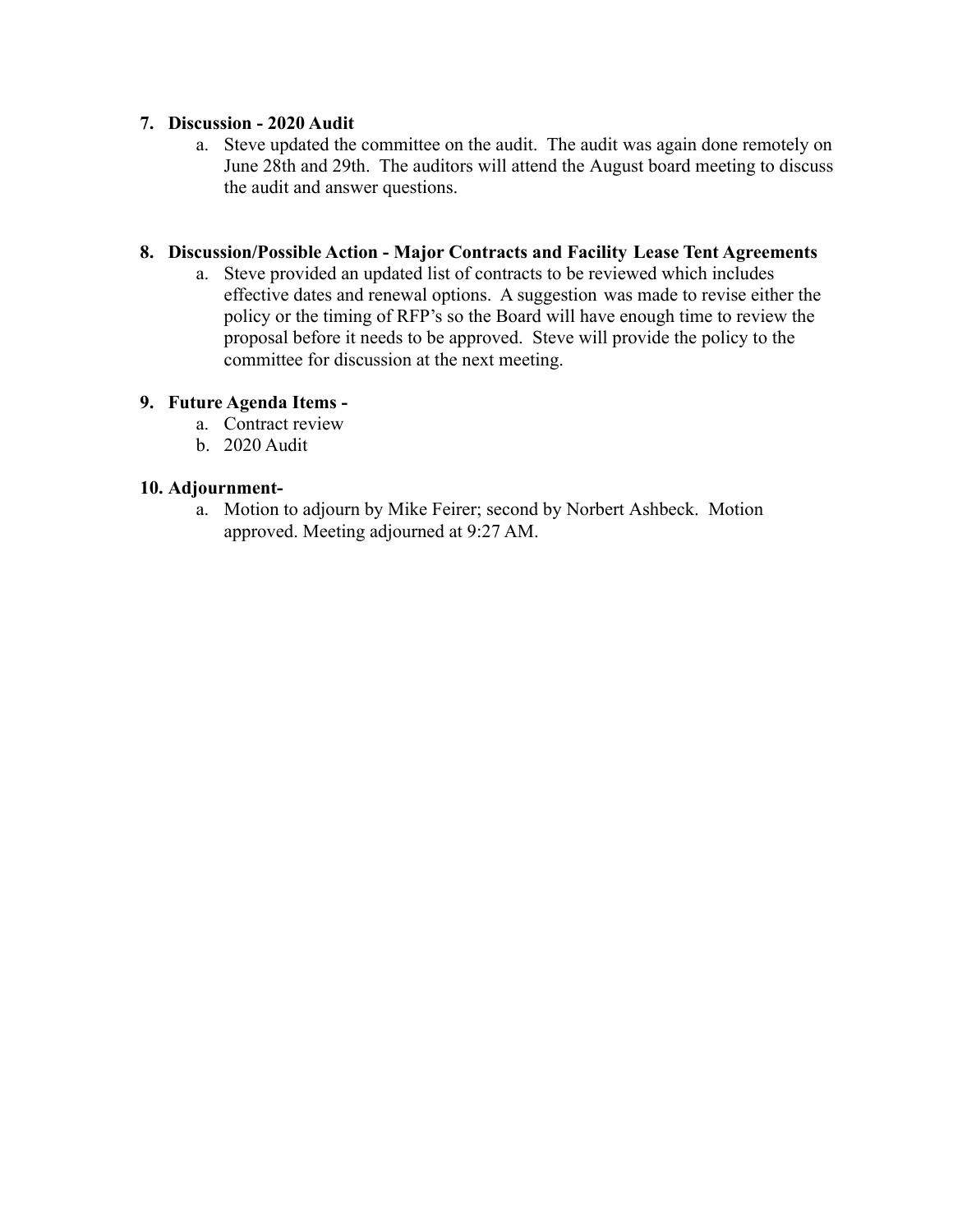**7. Discussion - 2020 Audit**

a. Steve updated the committee on the audit. The audit was again done remotely on June 28th and 29th. The auditors will attend the August board meeting to discuss the audit and answer questions.

**8. Discussion/Possible Action - Major Contracts and Facility Lease Tent Agreements**

a. Steve provided an updated list of contracts to be reviewed which includes effective dates and renewal options. A suggestion was made to revise either the policy or the timing of RFP's so the Board will have enough time to review the proposal before it needs to be approved. Steve will provide the policy to the committee for discussion at the next meeting.

**9. Future Agenda Items -**

a. Contract review
b. 2020 Audit

**10. Adjournment-**

a. Motion to adjourn by Mike Feirer; second by Norbert Ashbeck. Motion approved. Meeting adjourned at 9:27 AM.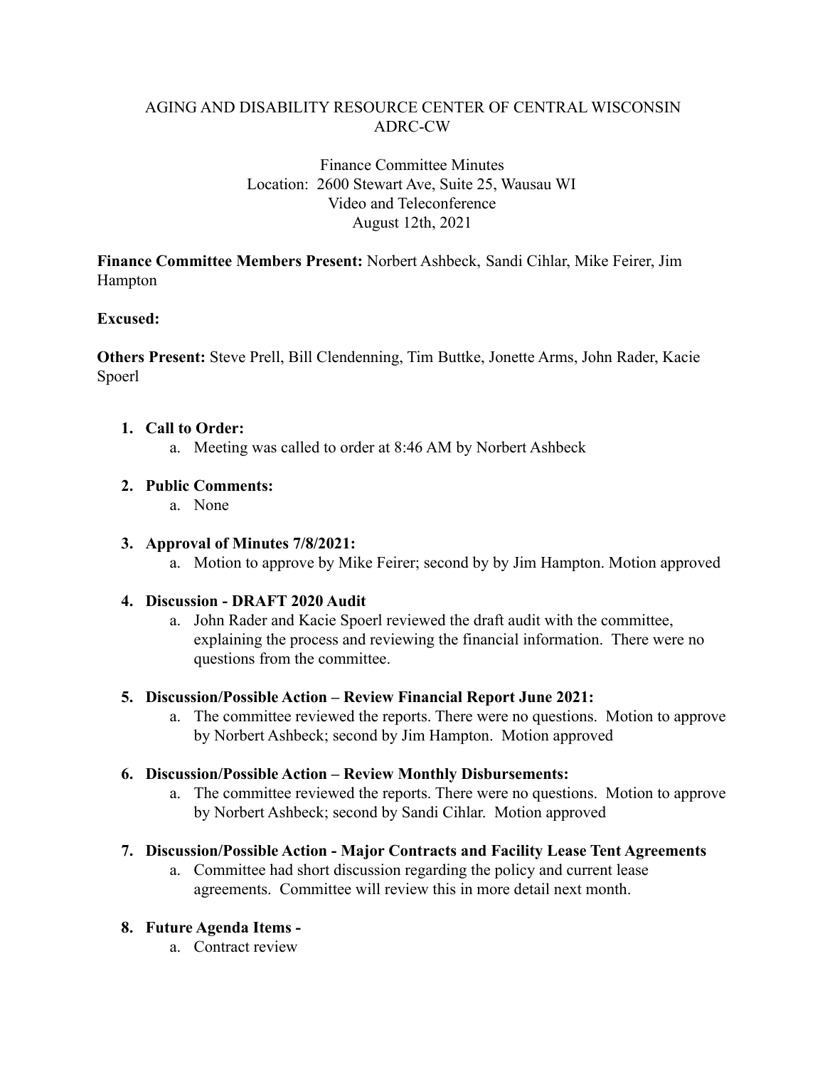AGING AND DISABILITY RESOURCE CENTER OF CENTRAL WISCONSIN
ADRC-CW

Finance Committee Minutes
Location: 2600 Stewart Ave, Suite 25, Wausau WI
Video and Teleconference
August 12th, 2021

**Finance Committee Members Present:** Norbert Ashbeck, Sandi Cihlar, Mike Feirer, Jim Hampton

**Excused:**

**Others Present:** Steve Prell, Bill Clendenning, Tim Buttke, Jonette Arms, John Rader, Kacie Spoerl

1. **Call to Order:**
   a. Meeting was called to order at 8:46 AM by Norbert Ashbeck

2. **Public Comments:**
   a. None

3. **Approval of Minutes 7/8/2021:**
   a. Motion to approve by Mike Feirer; second by by Jim Hampton. Motion approved

4. **Discussion - DRAFT 2020 Audit**
   a. John Rader and Kacie Spoerl reviewed the draft audit with the committee, explaining the process and reviewing the financial information. There were no questions from the committee.

5. **Discussion/Possible Action – Review Financial Report June 2021:**
   a. The committee reviewed the reports. There were no questions. Motion to approve by Norbert Ashbeck; second by Jim Hampton. Motion approved

6. **Discussion/Possible Action – Review Monthly Disbursements:**
   a. The committee reviewed the reports. There were no questions. Motion to approve by Norbert Ashbeck; second by Sandi Cihlar. Motion approved

7. **Discussion/Possible Action - Major Contracts and Facility Lease Tent Agreements**
   a. Committee had short discussion regarding the policy and current lease agreements. Committee will review this in more detail next month.

8. **Future Agenda Items -**
   a. Contract review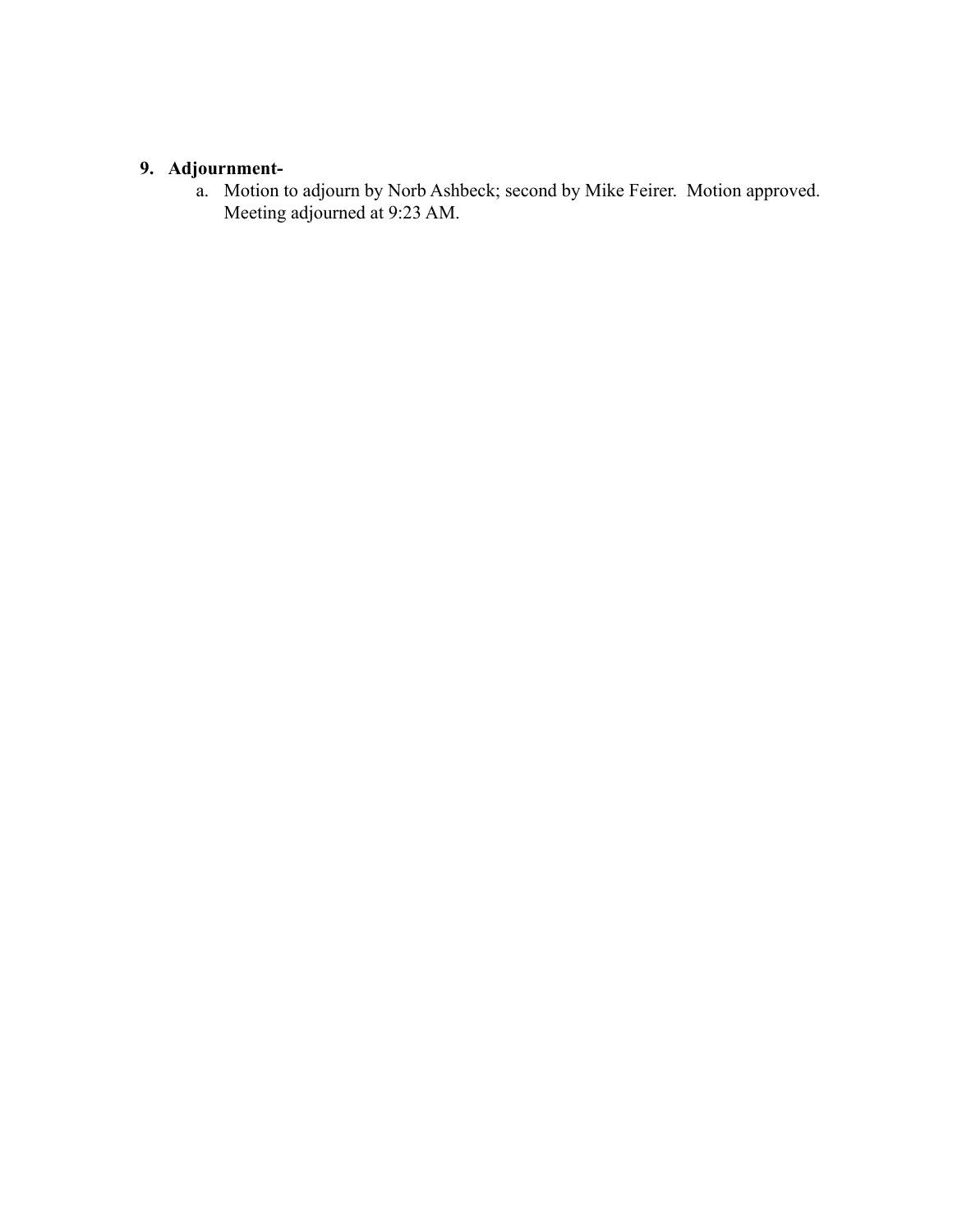9. **Adjournment-**
    a. Motion to adjourn by Norb Ashbeck; second by Mike Feirer. Motion approved. Meeting adjourned at 9:23 AM.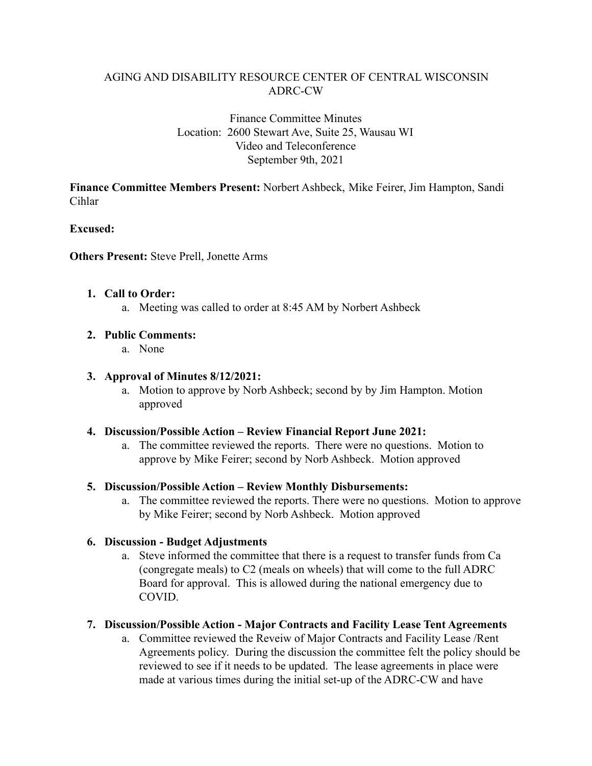AGING AND DISABILITY RESOURCE CENTER OF CENTRAL WISCONSIN
ADRC-CW

Finance Committee Minutes
Location: 2600 Stewart Ave, Suite 25, Wausau WI
Video and Teleconference
September 9th, 2021

**Finance Committee Members Present:** Norbert Ashbeck, Mike Feirer, Jim Hampton, Sandi Cihlar

**Excused:**

**Others Present:** Steve Prell, Jonette Arms

1. **Call to Order:**
   a. Meeting was called to order at 8:45 AM by Norbert Ashbeck

2. **Public Comments:**
   a. None

3. **Approval of Minutes 8/12/2021:**
   a. Motion to approve by Norb Ashbeck; second by by Jim Hampton. Motion approved

4. **Discussion/Possible Action – Review Financial Report June 2021:**
   a. The committee reviewed the reports. There were no questions. Motion to approve by Mike Feirer; second by Norb Ashbeck. Motion approved

5. **Discussion/Possible Action – Review Monthly Disbursements:**
   a. The committee reviewed the reports. There were no questions. Motion to approve by Mike Feirer; second by Norb Ashbeck. Motion approved

6. **Discussion - Budget Adjustments**
   a. Steve informed the committee that there is a request to transfer funds from Ca (congregate meals) to C2 (meals on wheels) that will come to the full ADRC Board for approval. This is allowed during the national emergency due to COVID.

7. **Discussion/Possible Action - Major Contracts and Facility Lease Tent Agreements**
   a. Committee reviewed the Reveiw of Major Contracts and Facility Lease /Rent Agreements policy. During the discussion the committee felt the policy should be reviewed to see if it needs to be updated. The lease agreements in place were made at various times during the initial set-up of the ADRC-CW and have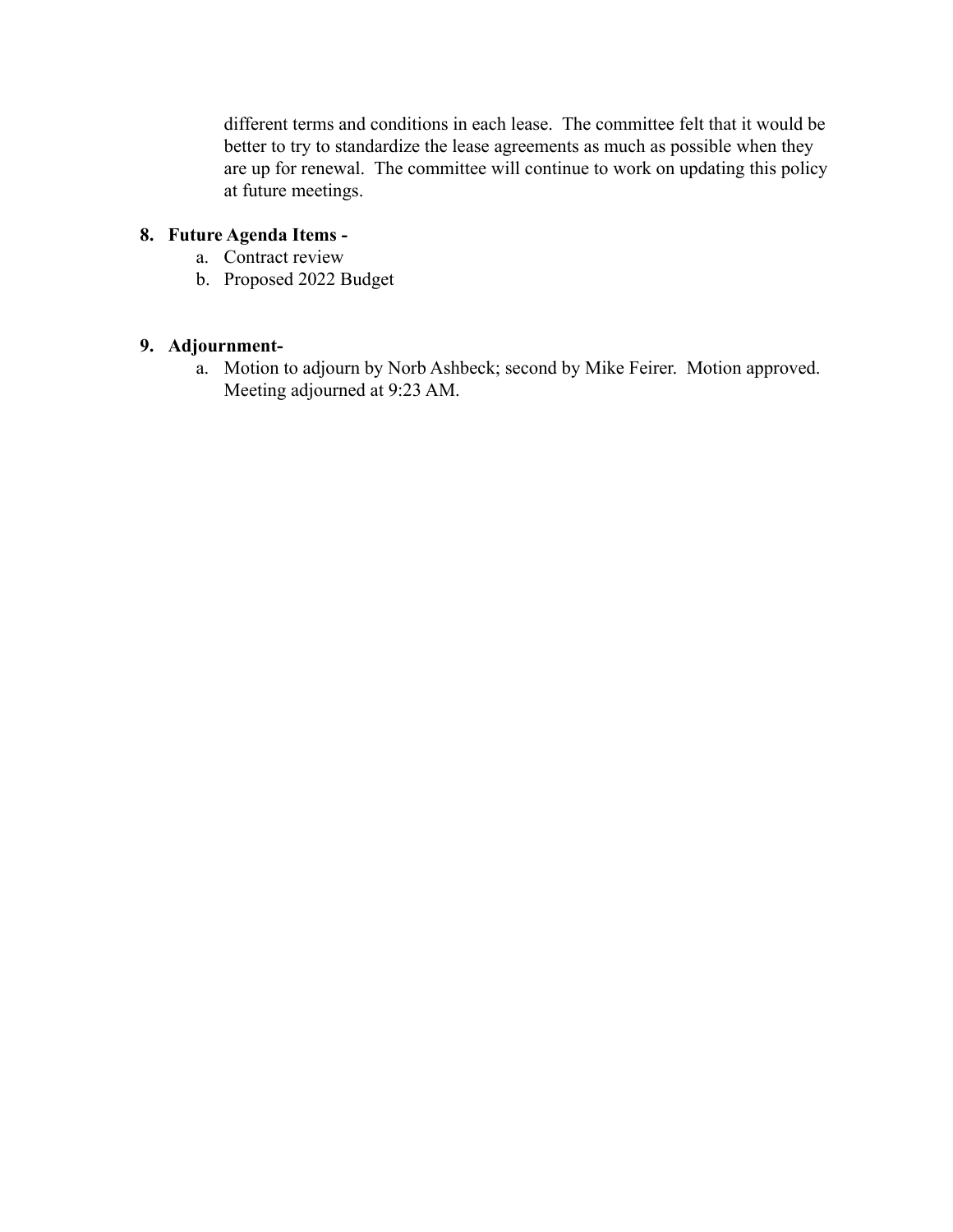different terms and conditions in each lease. The committee felt that it would be better to try to standardize the lease agreements as much as possible when they are up for renewal. The committee will continue to work on updating this policy at future meetings.

8. **Future Agenda Items -**
   a. Contract review
   b. Proposed 2022 Budget

9. **Adjournment-**
   a. Motion to adjourn by Norb Ashbeck; second by Mike Feirer. Motion approved. Meeting adjourned at 9:23 AM.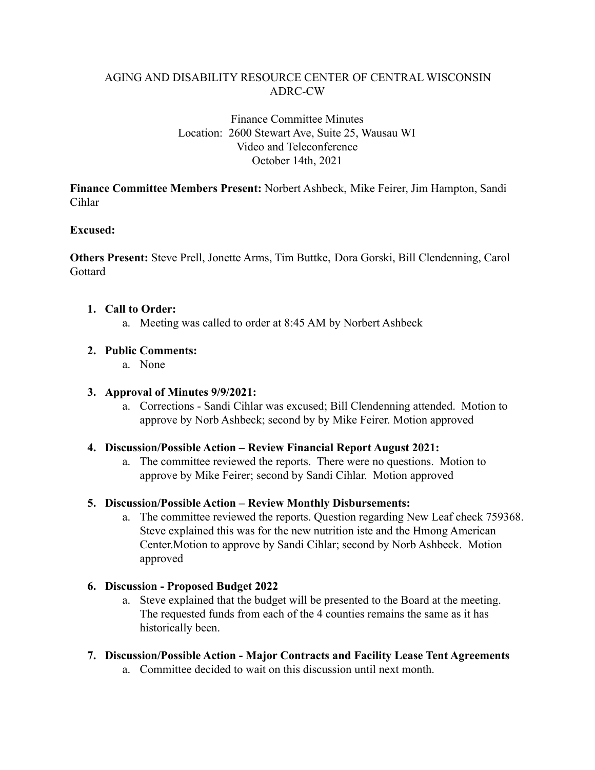AGING AND DISABILITY RESOURCE CENTER OF CENTRAL WISCONSIN
ADRC-CW

Finance Committee Minutes
Location: 2600 Stewart Ave, Suite 25, Wausau WI
Video and Teleconference
October 14th, 2021

**Finance Committee Members Present:** Norbert Ashbeck, Mike Feirer, Jim Hampton, Sandi Cihlar

**Excused:**

**Others Present:** Steve Prell, Jonette Arms, Tim Buttke, Dora Gorski, Bill Clendenning, Carol Gottard

1. **Call to Order:**
   a. Meeting was called to order at 8:45 AM by Norbert Ashbeck

2. **Public Comments:**
   a. None

3. **Approval of Minutes 9/9/2021:**
   a. Corrections - Sandi Cihlar was excused; Bill Clendenning attended. Motion to approve by Norb Ashbeck; second by by Mike Feirer. Motion approved

4. **Discussion/Possible Action – Review Financial Report August 2021:**
   a. The committee reviewed the reports. There were no questions. Motion to approve by Mike Feirer; second by Sandi Cihlar. Motion approved

5. **Discussion/Possible Action – Review Monthly Disbursements:**
   a. The committee reviewed the reports. Question regarding New Leaf check 759368. Steve explained this was for the new nutrition iste and the Hmong American Center.Motion to approve by Sandi Cihlar; second by Norb Ashbeck. Motion approved

6. **Discussion - Proposed Budget 2022**
   a. Steve explained that the budget will be presented to the Board at the meeting. The requested funds from each of the 4 counties remains the same as it has historically been.

7. **Discussion/Possible Action - Major Contracts and Facility Lease Tent Agreements**
   a. Committee decided to wait on this discussion until next month.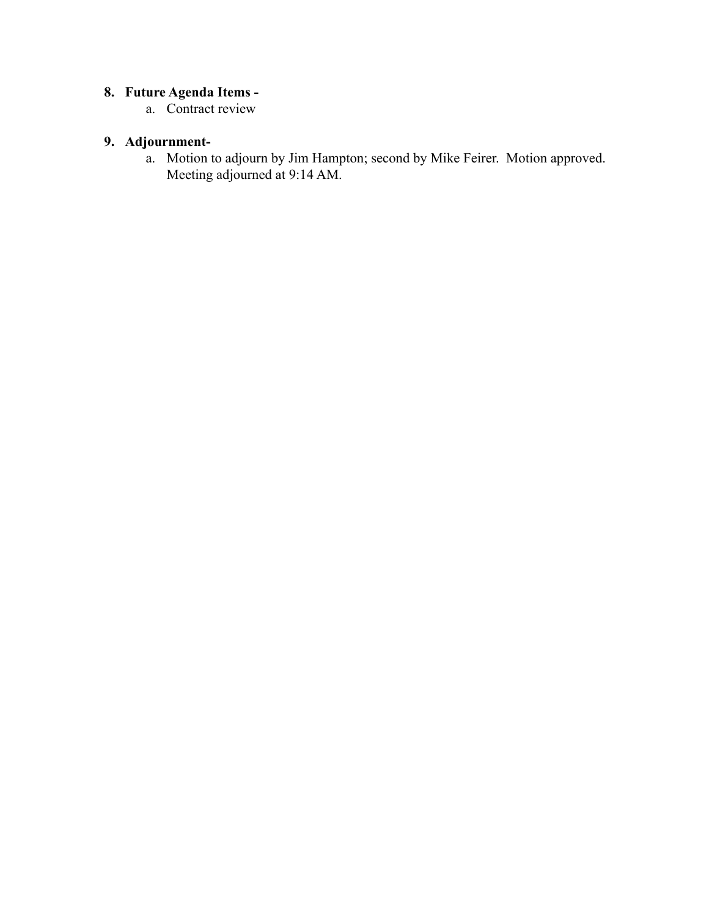8. **Future Agenda Items -**
    a. Contract review

9. **Adjournment-**
    a. Motion to adjourn by Jim Hampton; second by Mike Feirer. Motion approved. Meeting adjourned at 9:14 AM.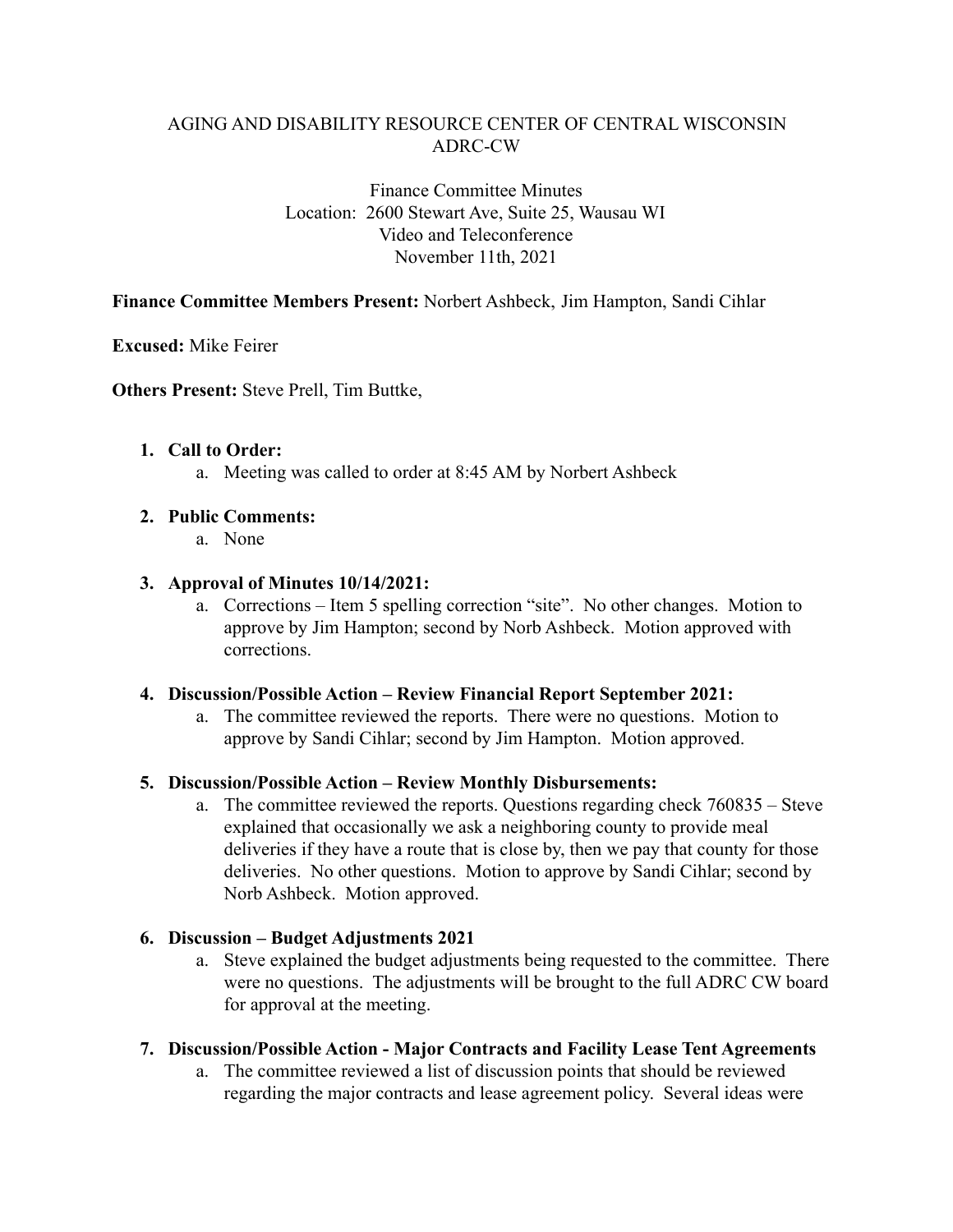AGING AND DISABILITY RESOURCE CENTER OF CENTRAL WISCONSIN
ADRC-CW

Finance Committee Minutes
Location: 2600 Stewart Ave, Suite 25, Wausau WI
Video and Teleconference
November 11th, 2021

**Finance Committee Members Present:** Norbert Ashbeck, Jim Hampton, Sandi Cihlar

**Excused:** Mike Feirer

**Others Present:** Steve Prell, Tim Buttke,

1. **Call to Order:**
   a. Meeting was called to order at 8:45 AM by Norbert Ashbeck

2. **Public Comments:**
   a. None

3. **Approval of Minutes 10/14/2021:**
   a. Corrections – Item 5 spelling correction "site". No other changes. Motion to approve by Jim Hampton; second by Norb Ashbeck. Motion approved with corrections.

4. **Discussion/Possible Action – Review Financial Report September 2021:**
   a. The committee reviewed the reports. There were no questions. Motion to approve by Sandi Cihlar; second by Jim Hampton. Motion approved.

5. **Discussion/Possible Action – Review Monthly Disbursements:**
   a. The committee reviewed the reports. Questions regarding check 760835 – Steve explained that occasionally we ask a neighboring county to provide meal deliveries if they have a route that is close by, then we pay that county for those deliveries. No other questions. Motion to approve by Sandi Cihlar; second by Norb Ashbeck. Motion approved.

6. **Discussion – Budget Adjustments 2021**
   a. Steve explained the budget adjustments being requested to the committee. There were no questions. The adjustments will be brought to the full ADRC CW board for approval at the meeting.

7. **Discussion/Possible Action - Major Contracts and Facility Lease Tent Agreements**
   a. The committee reviewed a list of discussion points that should be reviewed regarding the major contracts and lease agreement policy. Several ideas were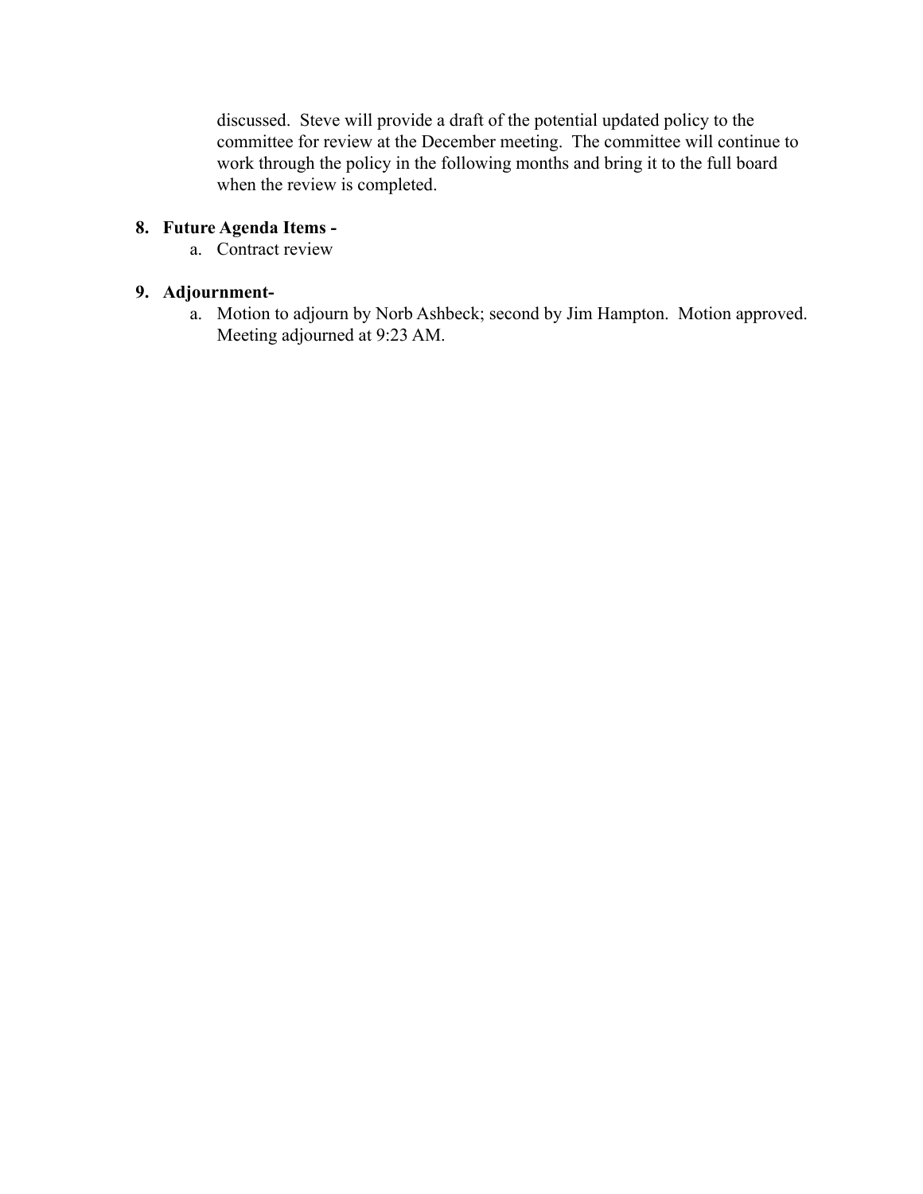discussed. Steve will provide a draft of the potential updated policy to the committee for review at the December meeting. The committee will continue to work through the policy in the following months and bring it to the full board when the review is completed.

8. **Future Agenda Items -**
    a. Contract review

9. **Adjournment-**
    a. Motion to adjourn by Norb Ashbeck; second by Jim Hampton. Motion approved. Meeting adjourned at 9:23 AM.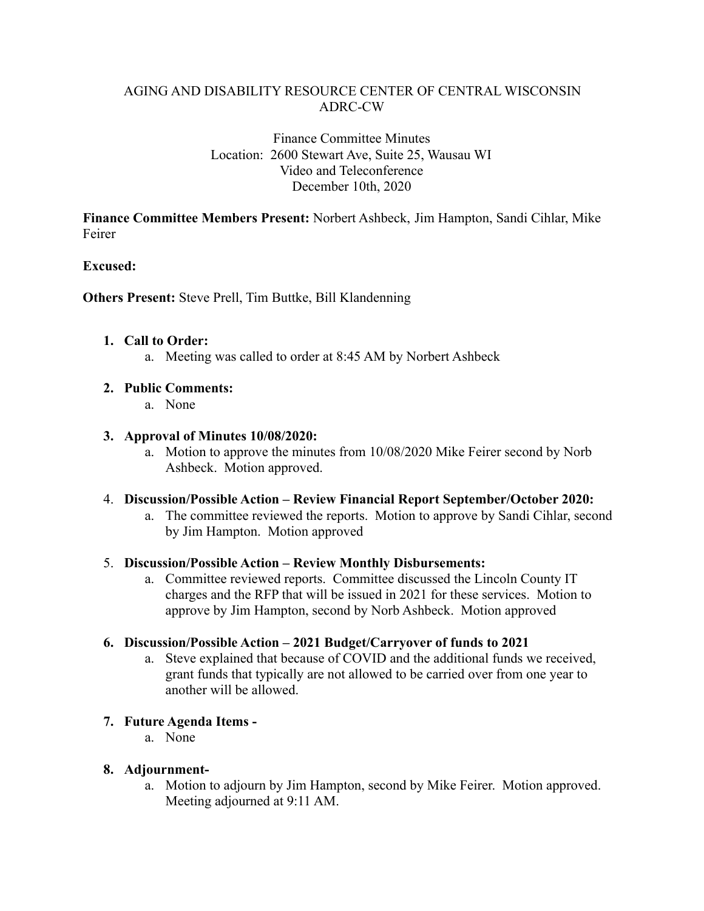AGING AND DISABILITY RESOURCE CENTER OF CENTRAL WISCONSIN
ADRC-CW

Finance Committee Minutes
Location: 2600 Stewart Ave, Suite 25, Wausau WI
Video and Teleconference
December 10th, 2020

**Finance Committee Members Present:** Norbert Ashbeck, Jim Hampton, Sandi Cihlar, Mike Feirer

**Excused:**

**Others Present:** Steve Prell, Tim Buttke, Bill Klandenning

1. **Call to Order:**
   a. Meeting was called to order at 8:45 AM by Norbert Ashbeck
2. **Public Comments:**
   a. None
3. **Approval of Minutes 10/08/2020:**
   a. Motion to approve the minutes from 10/08/2020 Mike Feirer second by Norb Ashbeck. Motion approved.
4. **Discussion/Possible Action – Review Financial Report September/October 2020:**
   a. The committee reviewed the reports. Motion to approve by Sandi Cihlar, second by Jim Hampton. Motion approved
5. **Discussion/Possible Action – Review Monthly Disbursements:**
   a. Committee reviewed reports. Committee discussed the Lincoln County IT charges and the RFP that will be issued in 2021 for these services. Motion to approve by Jim Hampton, second by Norb Ashbeck. Motion approved
6. **Discussion/Possible Action – 2021 Budget/Carryover of funds to 2021**
   a. Steve explained that because of COVID and the additional funds we received, grant funds that typically are not allowed to be carried over from one year to another will be allowed.
7. **Future Agenda Items -**
   a. None
8. **Adjournment-**
   a. Motion to adjourn by Jim Hampton, second by Mike Feirer. Motion approved. Meeting adjourned at 9:11 AM.